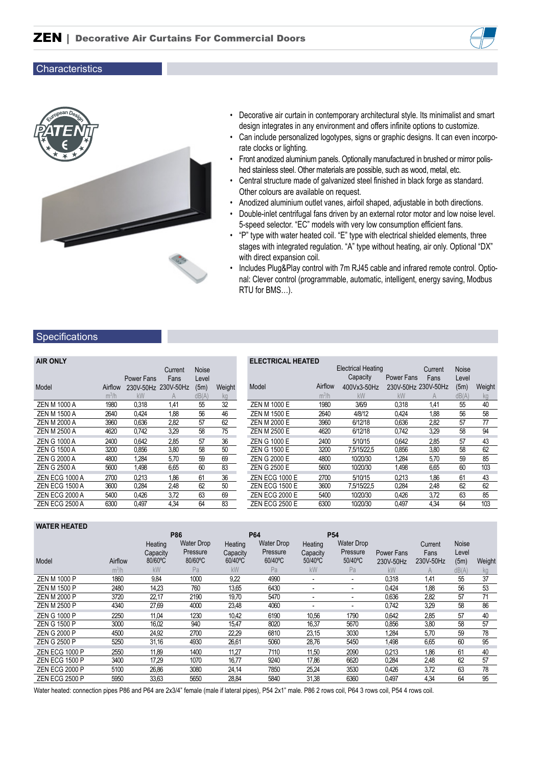# ZEN | Decorative Air Curtains For Commercial Doors

## Characteristics

- Decorative air curtain in contemporary architectural style. Its minimalist and smart design integrates in any environment and offers infinite options to customize.
- Can include personalized logotypes, signs or graphic designs. It can even incorporate clocks or lighting.
- Front anodized aluminium panels. Optionally manufactured in brushed or mirror polished stainless steel. Other materials are possible, such as wood, metal, etc.
- Central structure made of galvanized steel finished in black forge as standard. Other colours are available on request.
- Anodized aluminium outlet vanes, airfoil shaped, adjustable in both directions.
- Double-inlet centrifugal fans driven by an external rotor motor and low noise level. 5-speed selector. "EC" models with very low consumption efficient fans.
- "P" type with water heated coil. "E" type with electrical shielded elements, three stages with integrated regulation. "A" type without heating, air only. Optional "DX" with direct expansion coil.
- Includes Plug&Play control with 7m RJ45 cable and infrared remote control. Optional: Clever control (programmable, automatic, intelligent, energy saving, Modbus RTU for BMS…).

## Specifications

### AIR ONLY

| Model | Airflow | Power Fans 230V-50Hz | Current Fans 230V-50Hz | Noise Level (5m) | Weight |
|---|---|---|---|---|---|
| | $m^3/h$ | kW | A | dB(A) | kg |
| ZEN M 1000 A | 1980 | 0,318 | 1,41 | 55 | 32 |
| ZEN M 1500 A | 2640 | 0,424 | 1,88 | 56 | 46 |
| ZEN M 2000 A | 3960 | 0,636 | 2,82 | 57 | 62 |
| ZEN M 2500 A | 4620 | 0,742 | 3,29 | 58 | 75 |
| ZEN G 1000 A | 2400 | 0,642 | 2,85 | 57 | 36 |
| ZEN G 1500 A | 3200 | 0,856 | 3,80 | 58 | 50 |
| ZEN G 2000 A | 4800 | 1,284 | 5,70 | 59 | 69 |
| ZEN G 2500 A | 5600 | 1,498 | 6,65 | 60 | 83 |
| ZEN ECG 1000 A | 2700 | 0,213 | 1,86 | 61 | 36 |
| ZEN ECG 1500 A | 3600 | 0,284 | 2,48 | 62 | 50 |
| ZEN ECG 2000 A | 5400 | 0,426 | 3,72 | 63 | 69 |
| ZEN ECG 2500 A | 6300 | 0,497 | 4,34 | 64 | 83 |

### ELECTRICAL HEATED

| Model | Airflow | Electrical Heating Capacity 400Vx3-50Hz | Power Fans 230V-50Hz | Current Fans 230V-50Hz | Noise Level (5m) | Weight |
|---|---|---|---|---|---|---|
| | $m^3/h$ | kW | kW | A | dB(A) | kg |
| ZEN M 1000 E | 1980 | 3/6/9 | 0,318 | 1,41 | 55 | 40 |
| ZEN M 1500 E | 2640 | 4/8/12 | 0,424 | 1,88 | 56 | 58 |
| ZEN M 2000 E | 3960 | 6/12/18 | 0,636 | 2,82 | 57 | 77 |
| ZEN M 2500 E | 4620 | 6/12/18 | 0,742 | 3,29 | 58 | 94 |
| ZEN G 1000 E | 2400 | 5/10/15 | 0,642 | 2,85 | 57 | 43 |
| ZEN G 1500 E | 3200 | 7,5/15/22,5 | 0,856 | 3,80 | 58 | 62 |
| ZEN G 2000 E | 4800 | 10/20/30 | 1,284 | 5,70 | 59 | 85 |
| ZEN G 2500 E | 5600 | 10/20/30 | 1,498 | 6,65 | 60 | 103 |
| ZEN ECG 1000 E | 2700 | 5/10/15 | 0,213 | 1,86 | 61 | 43 |
| ZEN ECG 1500 E | 3600 | 7,5/15/22,5 | 0,284 | 2,48 | 62 | 62 |
| ZEN ECG 2000 E | 5400 | 10/20/30 | 0,426 | 3,72 | 63 | 85 |
| ZEN ECG 2500 E | 6300 | 10/20/30 | 0,497 | 4,34 | 64 | 103 |

### WATER HEATED

| Model | Airflow | P86 Heating Capacity 80/60ºC | P86 Water Drop Pressure 80/60ºC | P64 Heating Capacity 60/40ºC | P64 Water Drop Pressure 60/40ºC | P54 Heating Capacity 50/40ºC | P54 Water Drop Pressure 50/40ºC | Power Fans 230V-50Hz | Current Fans 230V-50Hz | Noise Level (5m) | Weight |
|---|---|---|---|---|---|---|---|---|---|---|---|
| | $m^3/h$ | kW | Pa | kW | Pa | kW | Pa | kW | A | dB(A) | kg |
| ZEN M 1000 P | 1860 | 9,84 | 1000 | 9,22 | 4990 | - | - | 0,318 | 1,41 | 55 | 37 |
| ZEN M 1500 P | 2480 | 14,23 | 760 | 13,65 | 6430 | - | - | 0,424 | 1,88 | 56 | 53 |
| ZEN M 2000 P | 3720 | 22,17 | 2190 | 19,70 | 5470 | - | - | 0,636 | 2,82 | 57 | 71 |
| ZEN M 2500 P | 4340 | 27,69 | 4000 | 23,48 | 4060 | - | - | 0,742 | 3,29 | 58 | 86 |
| ZEN G 1000 P | 2250 | 11,04 | 1230 | 10,42 | 6190 | 10,56 | 1790 | 0,642 | 2,85 | 57 | 40 |
| ZEN G 1500 P | 3000 | 16,02 | 940 | 15,47 | 8020 | 16,37 | 5670 | 0,856 | 3,80 | 58 | 57 |
| ZEN G 2000 P | 4500 | 24,92 | 2700 | 22,29 | 6810 | 23,15 | 3030 | 1,284 | 5,70 | 59 | 78 |
| ZEN G 2500 P | 5250 | 31,16 | 4930 | 26,61 | 5060 | 28,76 | 5450 | 1,498 | 6,65 | 60 | 95 |
| ZEN ECG 1000 P | 2550 | 11,89 | 1400 | 11,27 | 7110 | 11,50 | 2090 | 0,213 | 1,86 | 61 | 40 |
| ZEN ECG 1500 P | 3400 | 17,29 | 1070 | 16,77 | 9240 | 17,86 | 6620 | 0,284 | 2,48 | 62 | 57 |
| ZEN ECG 2000 P | 5100 | 26,86 | 3080 | 24,14 | 7850 | 25,24 | 3530 | 0,426 | 3,72 | 63 | 78 |
| ZEN ECG 2500 P | 5950 | 33,63 | 5650 | 28,84 | 5840 | 31,38 | 6360 | 0,497 | 4,34 | 64 | 95 |

Water heated: connection pipes P86 and P64 are 2x3/4" female (male if lateral pipes), P54 2x1" male. P86 2 rows coil, P64 3 rows coil, P54 4 rows coil.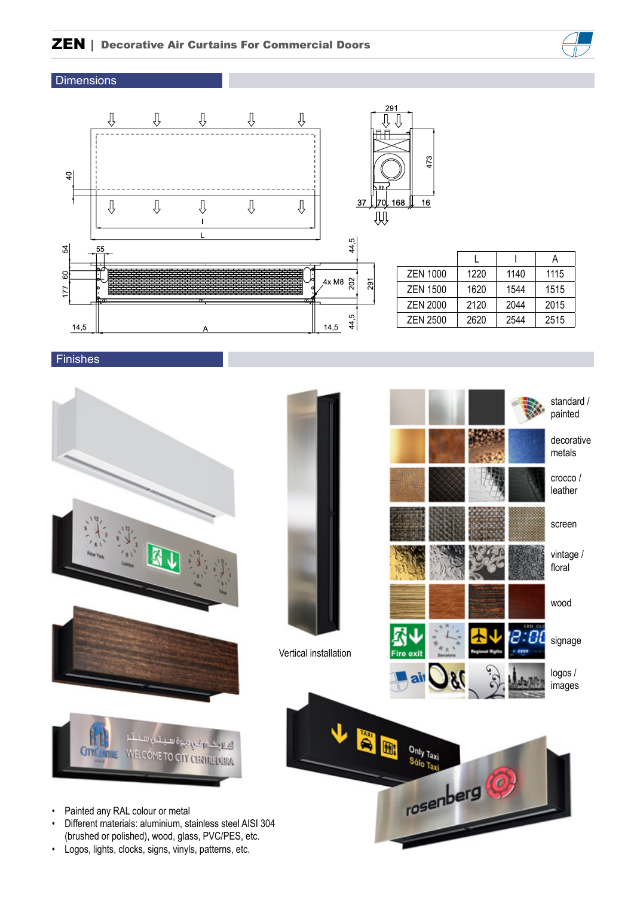## Dimensions

| | L | l | A |
|---|---|---|---|
| ZEN 1000 | 1220 | 1140 | 1115 |
| ZEN 1500 | 1620 | 1544 | 1515 |
| ZEN 2000 | 2120 | 2044 | 2015 |
| ZEN 2500 | 2620 | 2544 | 2515 |

## Finishes

Vertical installation

standard / painted

decorative metals

crocco / leather

screen

vintage / floral

wood

signage

logos / images

- Painted any RAL colour or metal
- Different materials: aluminium, stainless steel AISI 304 (brushed or polished), wood, glass, PVC/PES, etc.
- Logos, lights, clocks, signs, vinyls, patterns, etc.